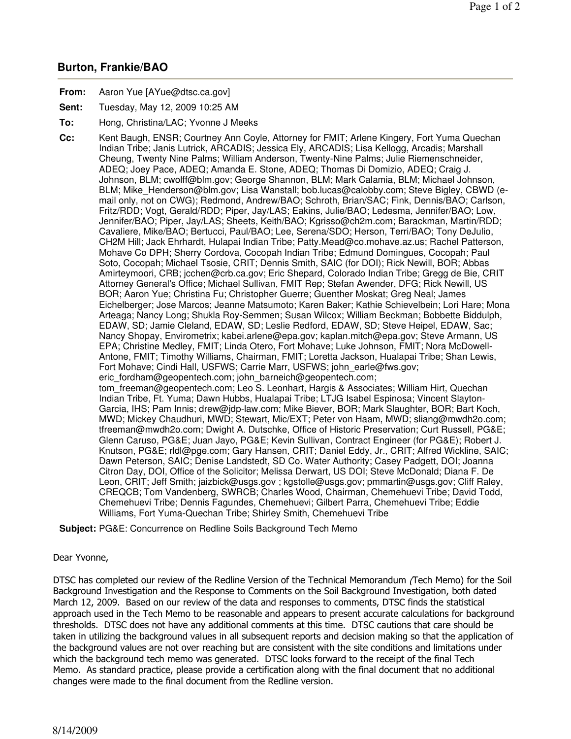## Burton, Frankie/BAO

**From:** Aaron Yue [AYue@dtsc.ca.gov]

**Sent:** Tuesday, May 12, 2009 10:25 AM

**To:** Hong, Christina/LAC; Yvonne J Meeks

**Cc:** Kent Baugh, ENSR; Courtney Ann Coyle, Attorney for FMIT; Arlene Kingery, Fort Yuma Quechan Indian Tribe; Janis Lutrick, ARCADIS; Jessica Ely, ARCADIS; Lisa Kellogg, Arcadis; Marshall Cheung, Twenty Nine Palms; William Anderson, Twenty-Nine Palms; Julie Riemenschneider, ADEQ; Joey Pace, ADEQ; Amanda E. Stone, ADEQ; Thomas Di Domizio, ADEQ; Craig J. Johnson, BLM; cwolff@blm.gov; George Shannon, BLM; Mark Calamia, BLM; Michael Johnson, BLM; Mike_Henderson@blm.gov; Lisa Wanstall; bob.lucas@calobby.com; Steve Bigley, CBWD (e-mail only, not on CWG); Redmond, Andrew/BAO; Schroth, Brian/SAC; Fink, Dennis/BAO; Carlson, Fritz/RDD; Vogt, Gerald/RDD; Piper, Jay/LAS; Eakins, Julie/BAO; Ledesma, Jennifer/BAO; Low, Jennifer/BAO; Piper, Jay/LAS; Sheets, Keith/BAO; Kgrisso@ch2m.com; Barackman, Martin/RDD; Cavaliere, Mike/BAO; Bertucci, Paul/BAO; Lee, Serena/SDO; Herson, Terri/BAO; Tony DeJulio, CH2M Hill; Jack Ehrhardt, Hulapai Indian Tribe; Patty.Mead@co.mohave.az.us; Rachel Patterson, Mohave Co DPH; Sherry Cordova, Cocopah Indian Tribe; Edmund Domingues, Cocopah; Paul Soto, Cocopah; Michael Tsosie, CRIT; Dennis Smith, SAIC (for DOI); Rick Newill, BOR; Abbas Amirteymoori, CRB; jcchen@crb.ca.gov; Eric Shepard, Colorado Indian Tribe; Gregg de Bie, CRIT Attorney General's Office; Michael Sullivan, FMIT Rep; Stefan Awender, DFG; Rick Newill, US BOR; Aaron Yue; Christina Fu; Christopher Guerre; Guenther Moskat; Greg Neal; James Eichelberger; Jose Marcos; Jeanne Matsumoto; Karen Baker; Kathie Schievelbein; Lori Hare; Mona Arteaga; Nancy Long; Shukla Roy-Semmen; Susan Wilcox; William Beckman; Bobbette Biddulph, EDAW, SD; Jamie Cleland, EDAW, SD; Leslie Redford, EDAW, SD; Steve Heipel, EDAW, Sac; Nancy Shopay, Envirometrix; kabei.arlene@epa.gov; kaplan.mitch@epa.gov; Steve Armann, US EPA; Christine Medley, FMIT; Linda Otero, Fort Mohave; Luke Johnson, FMIT; Nora McDowell-Antone, FMIT; Timothy Williams, Chairman, FMIT; Loretta Jackson, Hualapai Tribe; Shan Lewis, Fort Mohave; Cindi Hall, USFWS; Carrie Marr, USFWS; john_earle@fws.gov; eric_fordham@geopentech.com; john_barneich@geopentech.com; tom_freeman@geopentech.com; Leo S. Leonhart, Hargis & Associates; William Hirt, Quechan Indian Tribe, Ft. Yuma; Dawn Hubbs, Hualapai Tribe; LTJG Isabel Espinosa; Vincent Slayton-Garcia, IHS; Pam Innis; drew@jdp-law.com; Mike Biever, BOR; Mark Slaughter, BOR; Bart Koch, MWD; Mickey Chaudhuri, MWD; Stewart, Mic/EXT; Peter von Haam, MWD; sliang@mwdh2o.com; tfreeman@mwdh2o.com; Dwight A. Dutschke, Office of Historic Preservation; Curt Russell, PG&E; Glenn Caruso, PG&E; Juan Jayo, PG&E; Kevin Sullivan, Contract Engineer (for PG&E); Robert J. Knutson, PG&E; rldl@pge.com; Gary Hansen, CRIT; Daniel Eddy, Jr., CRIT; Alfred Wickline, SAIC; Dawn Peterson, SAIC; Denise Landstedt, SD Co. Water Authority; Casey Padgett, DOI; Joanna Citron Day, DOI, Office of the Solicitor; Melissa Derwart, US DOI; Steve McDonald; Diana F. De Leon, CRIT; Jeff Smith; jaizbick@usgs.gov ; kgstolle@usgs.gov; pmmartin@usgs.gov; Cliff Raley, CREQCB; Tom Vandenberg, SWRCB; Charles Wood, Chairman, Chemehuevi Tribe; David Todd, Chemehuevi Tribe; Dennis Fagundes, Chemehuevi; Gilbert Parra, Chemehuevi Tribe; Eddie Williams, Fort Yuma-Quechan Tribe; Shirley Smith, Chemehuevi Tribe

**Subject:** PG&E: Concurrence on Redline Soils Background Tech Memo

Dear Yvonne,

DTSC has completed our review of the Redline Version of the Technical Memorandum *(*Tech Memo) for the Soil Background Investigation and the Response to Comments on the Soil Background Investigation, both dated March 12, 2009. Based on our review of the data and responses to comments, DTSC finds the statistical approach used in the Tech Memo to be reasonable and appears to present accurate calculations for background thresholds. DTSC does not have any additional comments at this time. DTSC cautions that care should be taken in utilizing the background values in all subsequent reports and decision making so that the application of the background values are not over reaching but are consistent with the site conditions and limitations under which the background tech memo was generated. DTSC looks forward to the receipt of the final Tech Memo. As standard practice, please provide a certification along with the final document that no additional changes were made to the final document from the Redline version.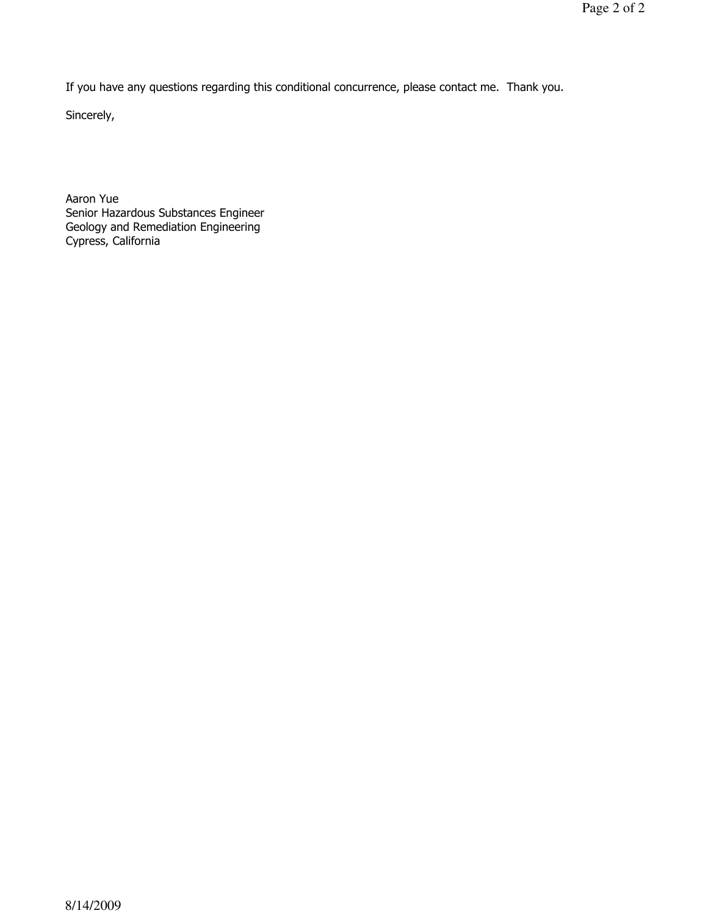If you have any questions regarding this conditional concurrence, please contact me.  Thank you.

Sincerely,

Aaron Yue  
Senior Hazardous Substances Engineer  
Geology and Remediation Engineering  
Cypress, California